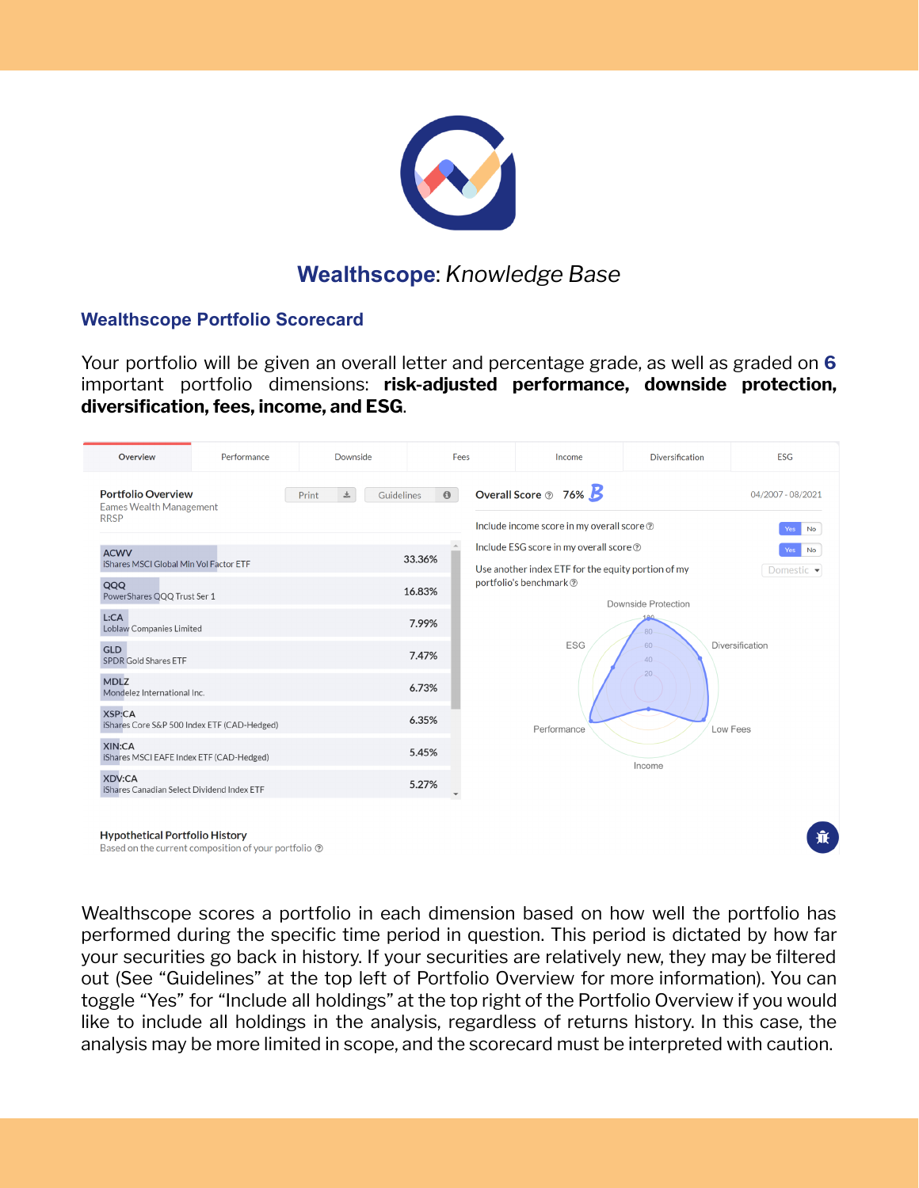# **Wealthscope**: *Knowledge Base*

## Wealthscope Portfolio Scorecard

Your portfolio will be given an overall letter and percentage grade, as well as graded on **6** important portfolio dimensions: **risk-adjusted performance, downside protection, diversification, fees, income, and ESG**.

Wealthscope scores a portfolio in each dimension based on how well the portfolio has performed during the specific time period in question. This period is dictated by how far your securities go back in history. If your securities are relatively new, they may be filtered out (See "Guidelines" at the top left of Portfolio Overview for more information). You can toggle "Yes" for "Include all holdings" at the top right of the Portfolio Overview if you would like to include all holdings in the analysis, regardless of returns history. In this case, the analysis may be more limited in scope, and the scorecard must be interpreted with caution.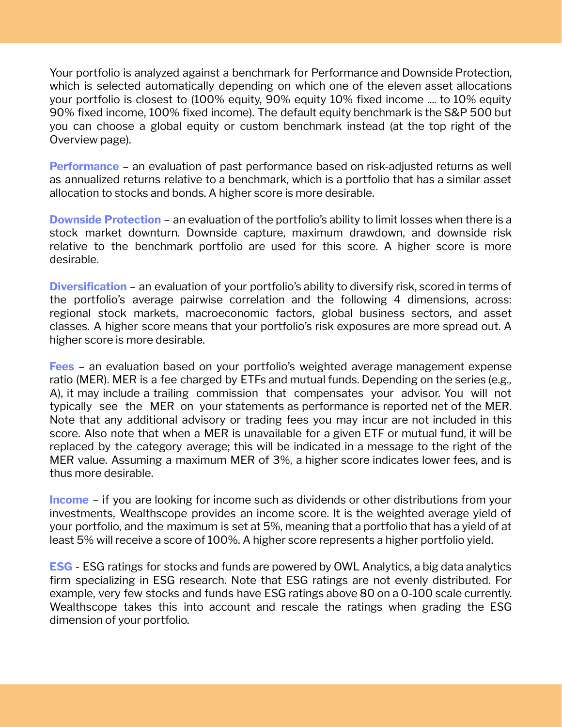Your portfolio is analyzed against a benchmark for Performance and Downside Protection, which is selected automatically depending on which one of the eleven asset allocations your portfolio is closest to (100% equity, 90% equity 10% fixed income .... to 10% equity 90% fixed income, 100% fixed income). The default equity benchmark is the S&P 500 but you can choose a global equity or custom benchmark instead (at the top right of the Overview page).

**Performance** – an evaluation of past performance based on risk-adjusted returns as well as annualized returns relative to a benchmark, which is a portfolio that has a similar asset allocation to stocks and bonds. A higher score is more desirable.

**Downside Protection** – an evaluation of the portfolio's ability to limit losses when there is a stock market downturn. Downside capture, maximum drawdown, and downside risk relative to the benchmark portfolio are used for this score. A higher score is more desirable.

**Diversification** – an evaluation of your portfolio's ability to diversify risk, scored in terms of the portfolio's average pairwise correlation and the following 4 dimensions, across: regional stock markets, macroeconomic factors, global business sectors, and asset classes. A higher score means that your portfolio's risk exposures are more spread out. A higher score is more desirable.

**Fees** – an evaluation based on your portfolio's weighted average management expense ratio (MER). MER is a fee charged by ETFs and mutual funds. Depending on the series (e.g., A), it may include a trailing commission that compensates your advisor. You will not typically see the MER on your statements as performance is reported net of the MER. Note that any additional advisory or trading fees you may incur are not included in this score. Also note that when a MER is unavailable for a given ETF or mutual fund, it will be replaced by the category average; this will be indicated in a message to the right of the MER value. Assuming a maximum MER of 3%, a higher score indicates lower fees, and is thus more desirable.

**Income** – if you are looking for income such as dividends or other distributions from your investments, Wealthscope provides an income score. It is the weighted average yield of your portfolio, and the maximum is set at 5%, meaning that a portfolio that has a yield of at least 5% will receive a score of 100%. A higher score represents a higher portfolio yield.

**ESG** - ESG ratings for stocks and funds are powered by OWL Analytics, a big data analytics firm specializing in ESG research. Note that ESG ratings are not evenly distributed. For example, very few stocks and funds have ESG ratings above 80 on a 0-100 scale currently. Wealthscope takes this into account and rescale the ratings when grading the ESG dimension of your portfolio.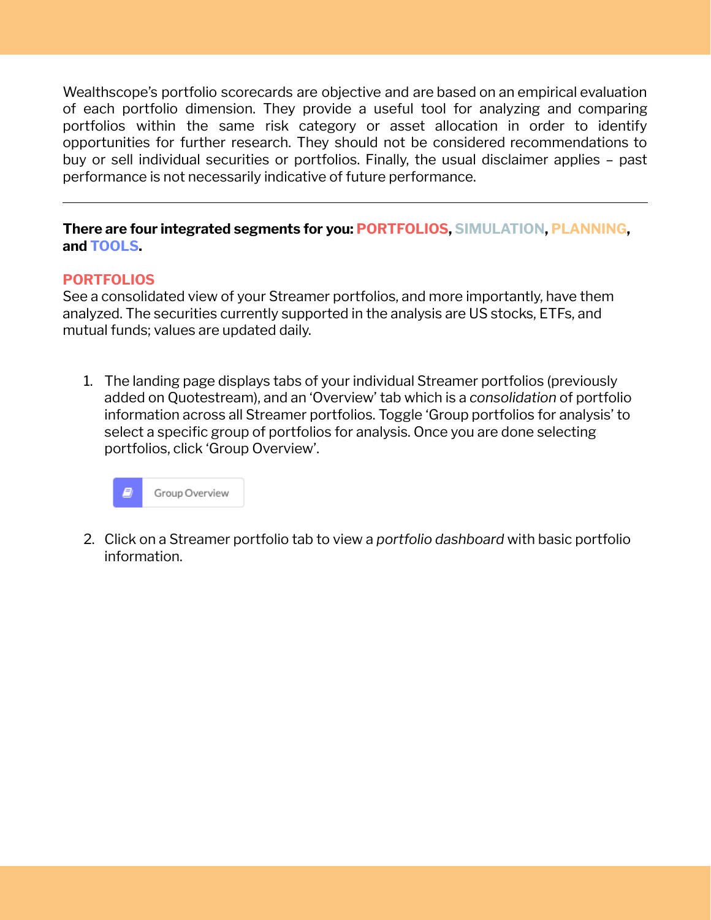Wealthscope's portfolio scorecards are objective and are based on an empirical evaluation of each portfolio dimension. They provide a useful tool for analyzing and comparing portfolios within the same risk category or asset allocation in order to identify opportunities for further research. They should not be considered recommendations to buy or sell individual securities or portfolios. Finally, the usual disclaimer applies – past performance is not necessarily indicative of future performance.

---

**There are four integrated segments for you: PORTFOLIOS, SIMULATION, PLANNING, and TOOLS.**

### PORTFOLIOS

See a consolidated view of your Streamer portfolios, and more importantly, have them analyzed. The securities currently supported in the analysis are US stocks, ETFs, and mutual funds; values are updated daily.

1. The landing page displays tabs of your individual Streamer portfolios (previously added on Quotestream), and an 'Overview' tab which is a *consolidation* of portfolio information across all Streamer portfolios. Toggle 'Group portfolios for analysis' to select a specific group of portfolios for analysis. Once you are done selecting portfolios, click 'Group Overview'.

   Group Overview

2. Click on a Streamer portfolio tab to view a *portfolio dashboard* with basic portfolio information.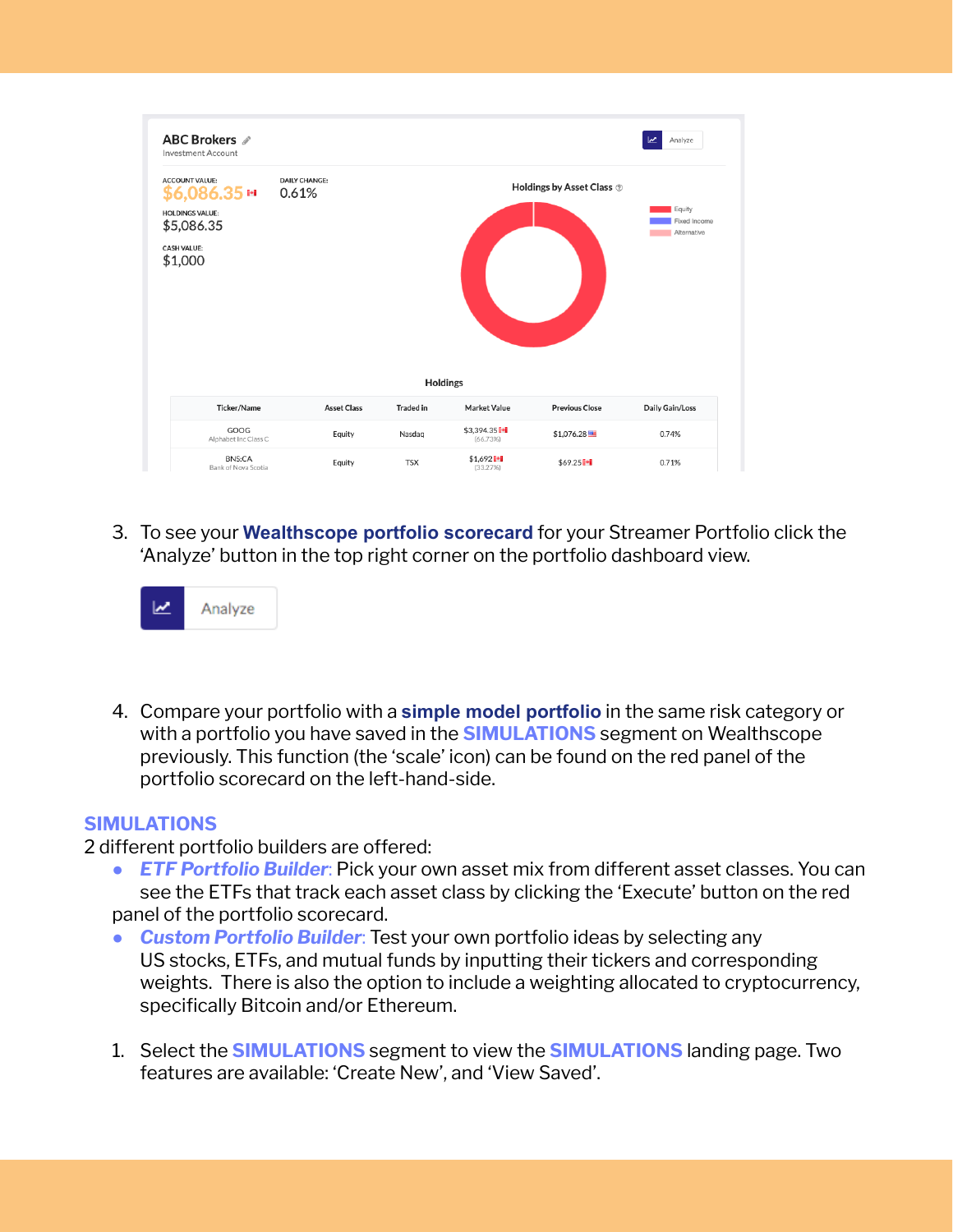3. To see your **Wealthscope portfolio scorecard** for your Streamer Portfolio click the 'Analyze' button in the top right corner on the portfolio dashboard view.

4. Compare your portfolio with a **simple model portfolio** in the same risk category or with a portfolio you have saved in the **SIMULATIONS** segment on Wealthscope previously. This function (the 'scale' icon) can be found on the red panel of the portfolio scorecard on the left-hand-side.

## SIMULATIONS

2 different portfolio builders are offered:

- ***ETF Portfolio Builder***: Pick your own asset mix from different asset classes. You can see the ETFs that track each asset class by clicking the 'Execute' button on the red panel of the portfolio scorecard.
- ***Custom Portfolio Builder***: Test your own portfolio ideas by selecting any US stocks, ETFs, and mutual funds by inputting their tickers and corresponding weights. There is also the option to include a weighting allocated to cryptocurrency, specifically Bitcoin and/or Ethereum.

1. Select the **SIMULATIONS** segment to view the **SIMULATIONS** landing page. Two features are available: 'Create New', and 'View Saved'.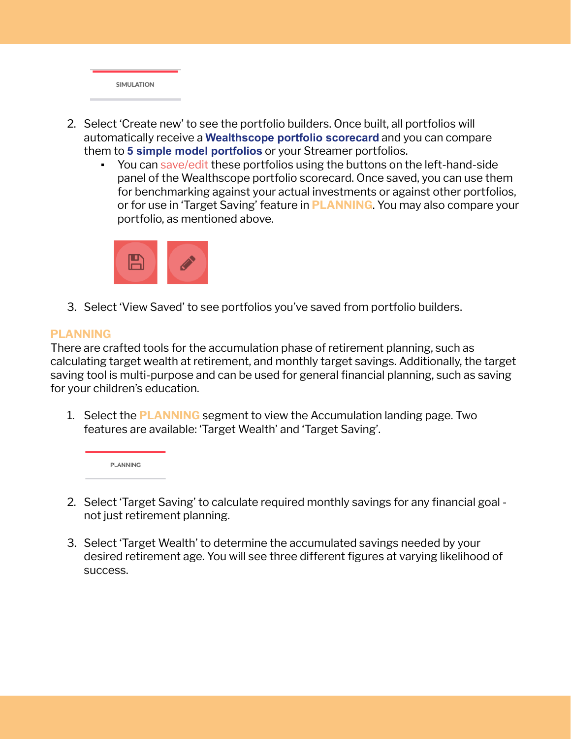SIMULATION

2. Select 'Create new' to see the portfolio builders. Once built, all portfolios will automatically receive a **Wealthscope portfolio scorecard** and you can compare them to **5 simple model portfolios** or your Streamer portfolios.
   - You can save/edit these portfolios using the buttons on the left-hand-side panel of the Wealthscope portfolio scorecard. Once saved, you can use them for benchmarking against your actual investments or against other portfolios, or for use in 'Target Saving' feature in **PLANNING**. You may also compare your portfolio, as mentioned above.

3. Select 'View Saved' to see portfolios you've saved from portfolio builders.

## PLANNING

There are crafted tools for the accumulation phase of retirement planning, such as calculating target wealth at retirement, and monthly target savings. Additionally, the target saving tool is multi-purpose and can be used for general financial planning, such as saving for your children's education.

1. Select the **PLANNING** segment to view the Accumulation landing page. Two features are available: 'Target Wealth' and 'Target Saving'.

PLANNING

2. Select 'Target Saving' to calculate required monthly savings for any financial goal - not just retirement planning.

3. Select 'Target Wealth' to determine the accumulated savings needed by your desired retirement age. You will see three different figures at varying likelihood of success.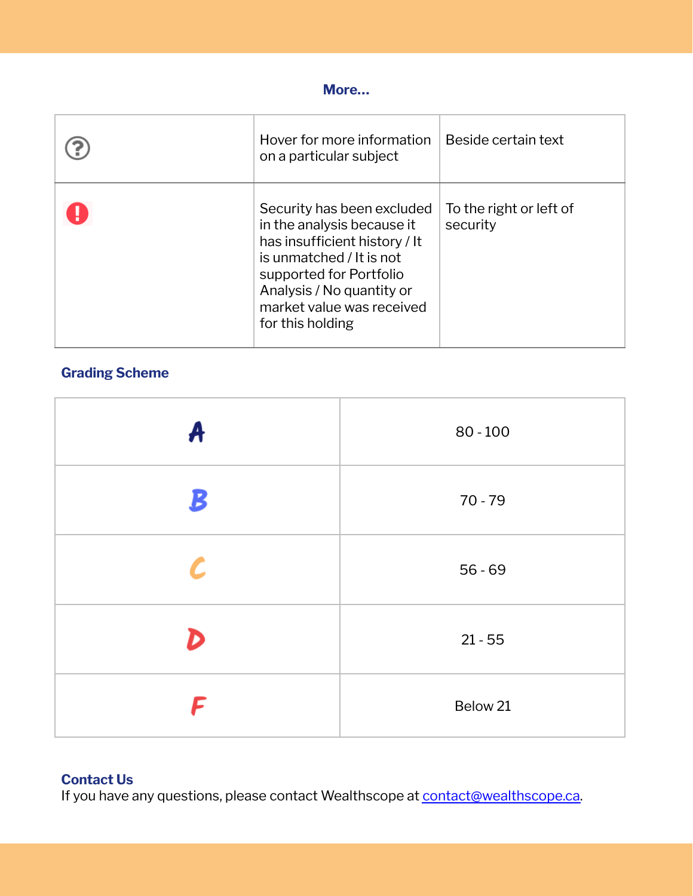## More...

| | | |
|---|---|---|
| ? | Hover for more information on a particular subject | Beside certain text |
| ! | Security has been excluded in the analysis because it has insufficient history / It is unmatched / It is not supported for Portfolio Analysis / No quantity or market value was received for this holding | To the right or left of security |

## Grading Scheme

| | |
|---|---|
| A | 80 - 100 |
| B | 70 - 79 |
| C | 56 - 69 |
| D | 21 - 55 |
| F | Below 21 |

## Contact Us

If you have any questions, please contact Wealthscope at contact@wealthscope.ca.